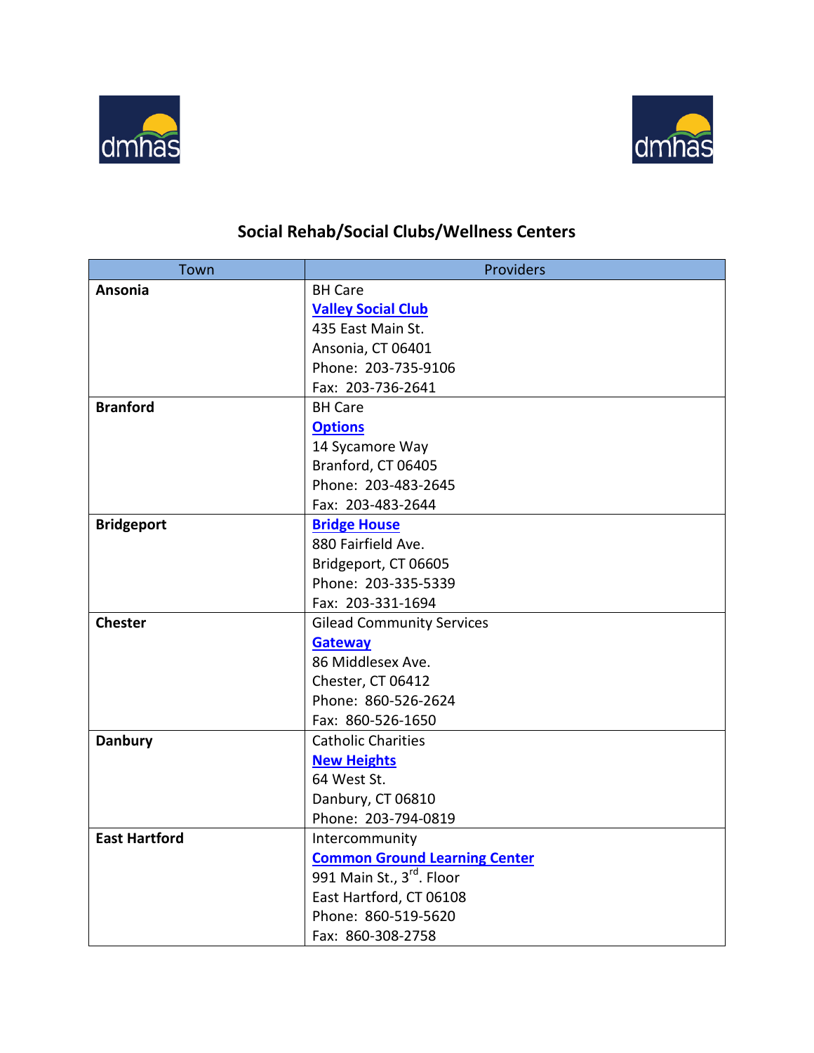# Social Rehab/Social Clubs/Wellness Centers

| Town | Providers |
| --- | --- |
| **Ansonia** | BH Care<br>**Valley Social Club**<br>435 East Main St.<br>Ansonia, CT 06401<br>Phone: 203-735-9106<br>Fax: 203-736-2641 |
| **Branford** | BH Care<br>**Options**<br>14 Sycamore Way<br>Branford, CT 06405<br>Phone: 203-483-2645<br>Fax: 203-483-2644 |
| **Bridgeport** | **Bridge House**<br>880 Fairfield Ave.<br>Bridgeport, CT 06605<br>Phone: 203-335-5339<br>Fax: 203-331-1694 |
| **Chester** | Gilead Community Services<br>**Gateway**<br>86 Middlesex Ave.<br>Chester, CT 06412<br>Phone: 860-526-2624<br>Fax: 860-526-1650 |
| **Danbury** | Catholic Charities<br>**New Heights**<br>64 West St.<br>Danbury, CT 06810<br>Phone: 203-794-0819 |
| **East Hartford** | Intercommunity<br>**Common Ground Learning Center**<br>991 Main St., 3rd. Floor<br>East Hartford, CT 06108<br>Phone: 860-519-5620<br>Fax: 860-308-2758 |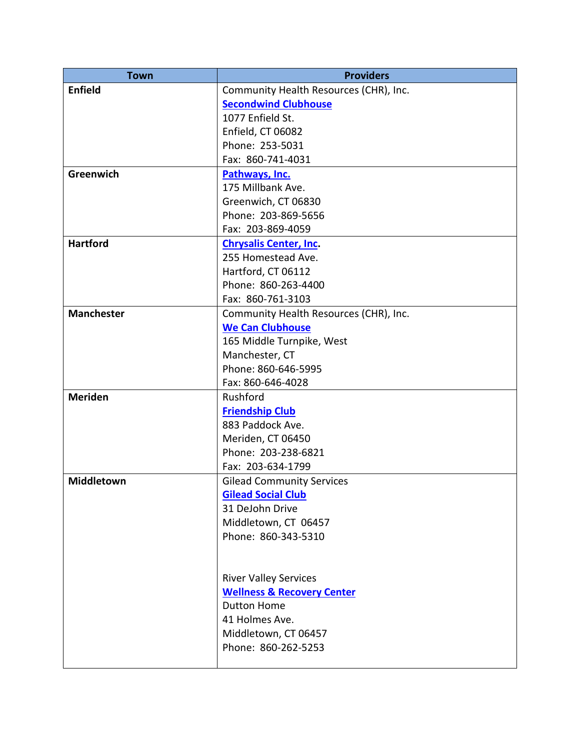| Town | Providers |
| --- | --- |
| **Enfield** | Community Health Resources (CHR), Inc.<br>**Secondwind Clubhouse**<br>1077 Enfield St.<br>Enfield, CT 06082<br>Phone: 253-5031<br>Fax: 860-741-4031 |
| **Greenwich** | **Pathways, Inc.**<br>175 Millbank Ave.<br>Greenwich, CT 06830<br>Phone: 203-869-5656<br>Fax: 203-869-4059 |
| **Hartford** | **Chrysalis Center, Inc.**<br>255 Homestead Ave.<br>Hartford, CT 06112<br>Phone: 860-263-4400<br>Fax: 860-761-3103 |
| **Manchester** | Community Health Resources (CHR), Inc.<br>**We Can Clubhouse**<br>165 Middle Turnpike, West<br>Manchester, CT<br>Phone: 860-646-5995<br>Fax: 860-646-4028 |
| **Meriden** | Rushford<br>**Friendship Club**<br>883 Paddock Ave.<br>Meriden, CT 06450<br>Phone: 203-238-6821<br>Fax: 203-634-1799 |
| **Middletown** | Gilead Community Services<br>**Gilead Social Club**<br>31 DeJohn Drive<br>Middletown, CT 06457<br>Phone: 860-343-5310<br><br>River Valley Services<br>**Wellness & Recovery Center**<br>Dutton Home<br>41 Holmes Ave.<br>Middletown, CT 06457<br>Phone: 860-262-5253 |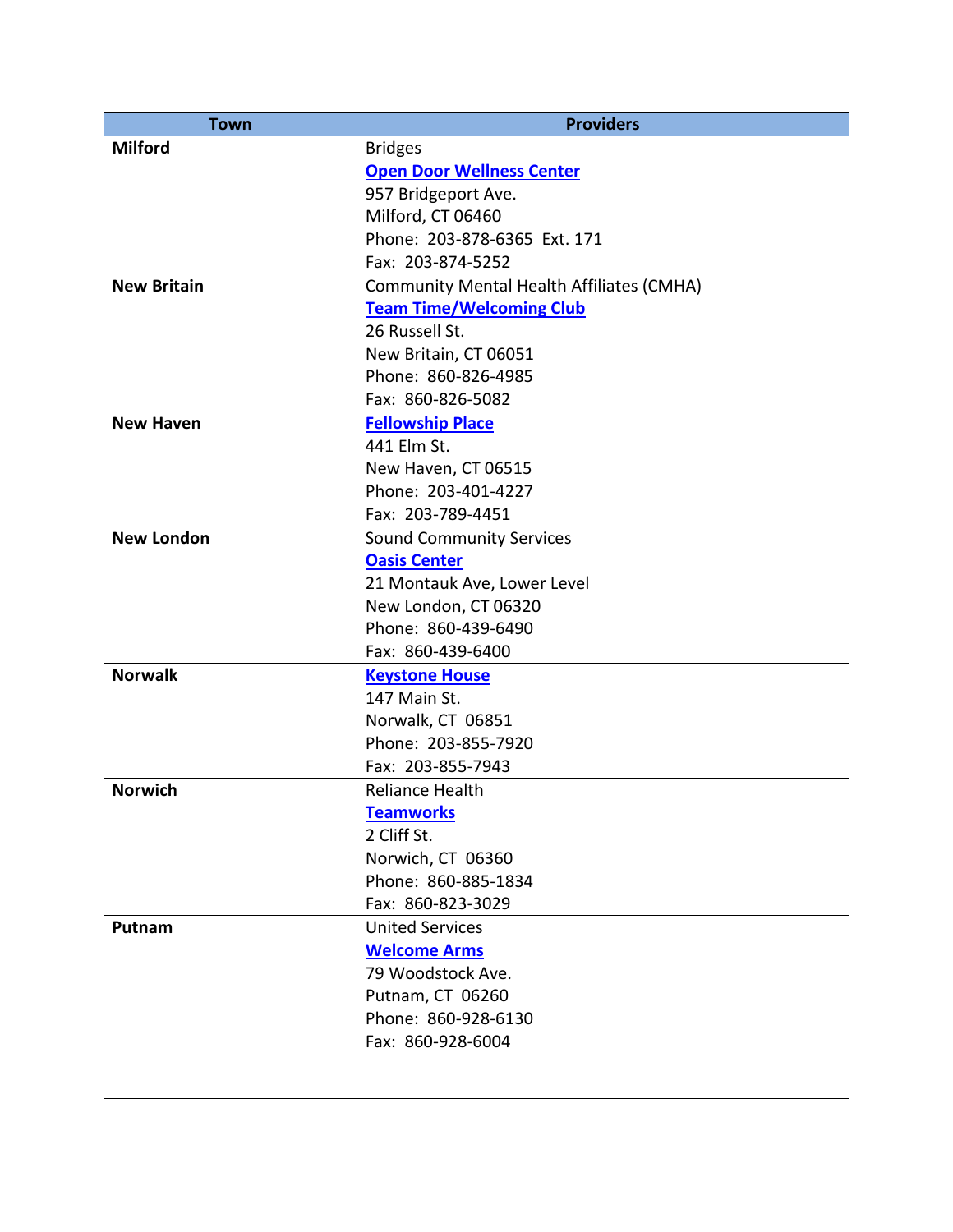| Town | Providers |
|---|---|
| **Milford** | Bridges<br>**Open Door Wellness Center**<br>957 Bridgeport Ave.<br>Milford, CT 06460<br>Phone: 203-878-6365 Ext. 171<br>Fax: 203-874-5252 |
| **New Britain** | Community Mental Health Affiliates (CMHA)<br>**Team Time/Welcoming Club**<br>26 Russell St.<br>New Britain, CT 06051<br>Phone: 860-826-4985<br>Fax: 860-826-5082 |
| **New Haven** | **Fellowship Place**<br>441 Elm St.<br>New Haven, CT 06515<br>Phone: 203-401-4227<br>Fax: 203-789-4451 |
| **New London** | Sound Community Services<br>**Oasis Center**<br>21 Montauk Ave, Lower Level<br>New London, CT 06320<br>Phone: 860-439-6490<br>Fax: 860-439-6400 |
| **Norwalk** | **Keystone House**<br>147 Main St.<br>Norwalk, CT 06851<br>Phone: 203-855-7920<br>Fax: 203-855-7943 |
| **Norwich** | Reliance Health<br>**Teamworks**<br>2 Cliff St.<br>Norwich, CT 06360<br>Phone: 860-885-1834<br>Fax: 860-823-3029 |
| **Putnam** | United Services<br>**Welcome Arms**<br>79 Woodstock Ave.<br>Putnam, CT 06260<br>Phone: 860-928-6130<br>Fax: 860-928-6004 |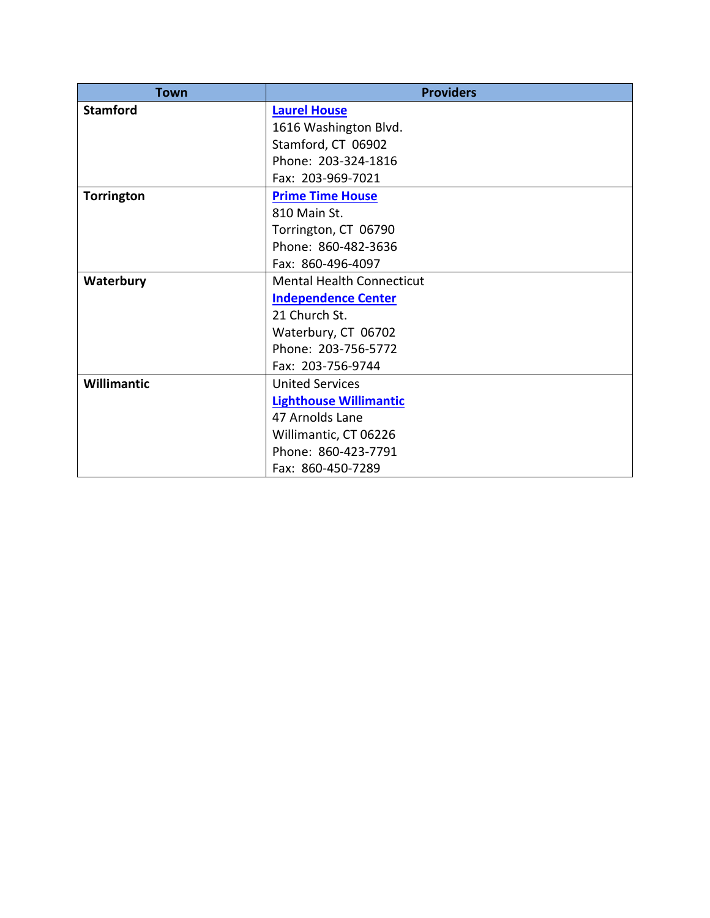| Town | Providers |
| --- | --- |
| **Stamford** | **Laurel House**<br>1616 Washington Blvd.<br>Stamford, CT 06902<br>Phone: 203-324-1816<br>Fax: 203-969-7021 |
| **Torrington** | **Prime Time House**<br>810 Main St.<br>Torrington, CT 06790<br>Phone: 860-482-3636<br>Fax: 860-496-4097 |
| **Waterbury** | Mental Health Connecticut<br>**Independence Center**<br>21 Church St.<br>Waterbury, CT 06702<br>Phone: 203-756-5772<br>Fax: 203-756-9744 |
| **Willimantic** | United Services<br>**Lighthouse Willimantic**<br>47 Arnolds Lane<br>Willimantic, CT 06226<br>Phone: 860-423-7791<br>Fax: 860-450-7289 |